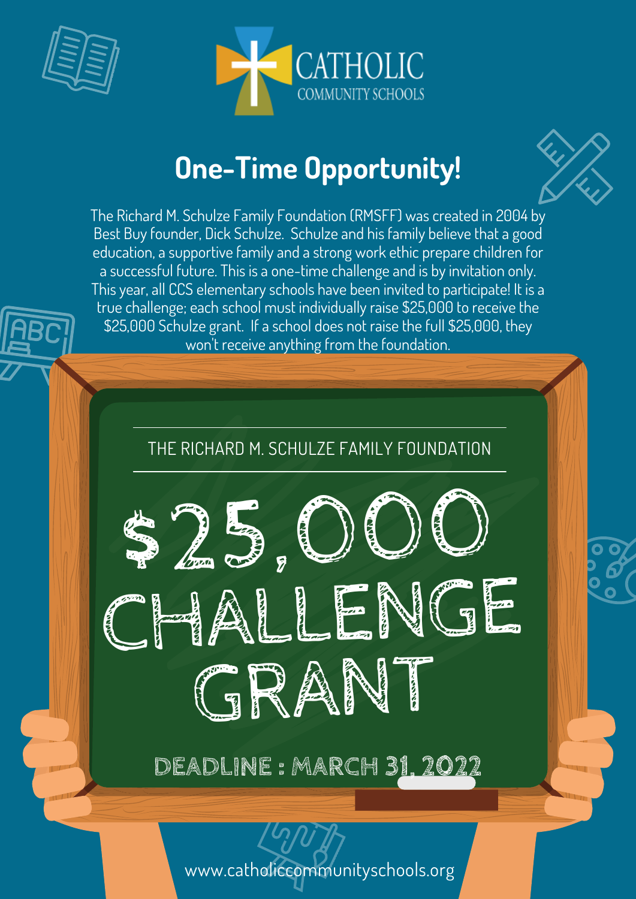CATHOLIC
COMMUNITY SCHOOLS

## One-Time Opportunity!

The Richard M. Schulze Family Foundation (RMSFF) was created in 2004 by Best Buy founder, Dick Schulze. Schulze and his family believe that a good education, a supportive family and a strong work ethic prepare children for a successful future. This is a one-time challenge and is by invitation only. This year, all CCS elementary schools have been invited to participate! It is a true challenge; each school must individually raise $25,000 to receive the $25,000 Schulze grant. If a school does not raise the full $25,000, they won't receive anything from the foundation.

THE RICHARD M. SCHULZE FAMILY FOUNDATION

# $25,000 CHALLENGE GRANT

**DEADLINE : MARCH 31, 2022**

www.catholiccommunityschools.org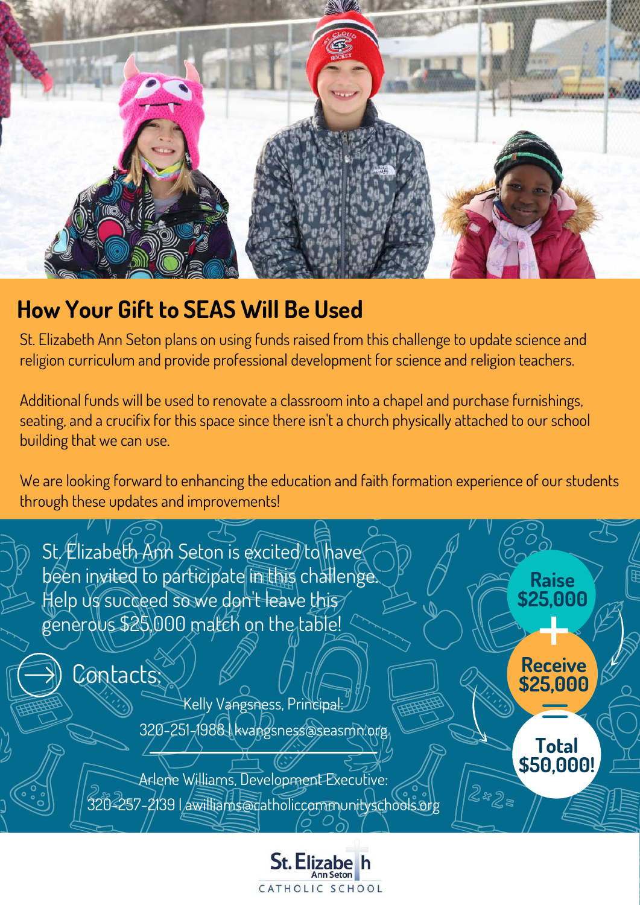## How Your Gift to SEAS Will Be Used

St. Elizabeth Ann Seton plans on using funds raised from this challenge to update science and religion curriculum and provide professional development for science and religion teachers.

Additional funds will be used to renovate a classroom into a chapel and purchase furnishings, seating, and a crucifix for this space since there isn't a church physically attached to our school building that we can use.

We are looking forward to enhancing the education and faith formation experience of our students through these updates and improvements!

St. Elizabeth Ann Seton is excited to have been invited to participate in this challenge. Help us succeed so we don't leave this generous $25,000 match on the table!

**Raise $25,000**

**+**

**Receive $25,000**

**=**

**Total $50,000!**

### Contacts:

Kelly Vangsness, Principal:
320-251-1988 | kvangsness@seasmn.org

Arlene Williams, Development Executive:
320-257-2139 | awilliams@catholiccommunityschools.org

St. Elizabeth Ann Seton
CATHOLIC SCHOOL